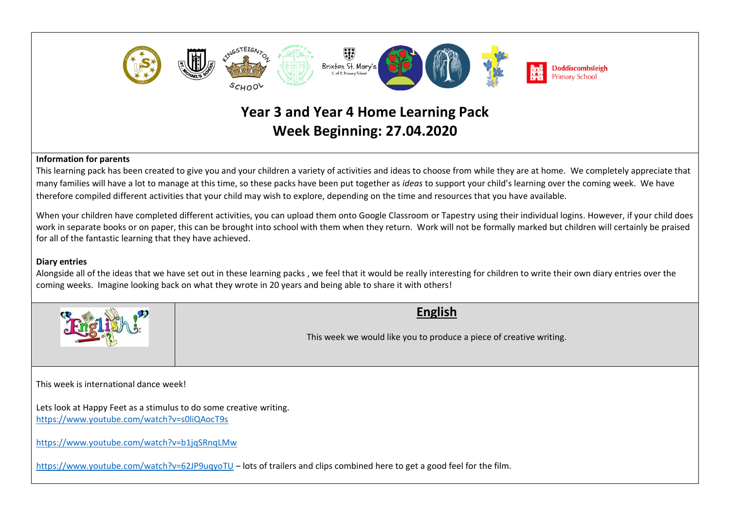Brixton St. Mary's C of E Primary School

Doddiscombsleigh Primary School

# Year 3 and Year 4 Home Learning Pack
# Week Beginning: 27.04.2020

**Information for parents**

This learning pack has been created to give you and your children a variety of activities and ideas to choose from while they are at home. We completely appreciate that many families will have a lot to manage at this time, so these packs have been put together as *ideas* to support your child's learning over the coming week. We have therefore compiled different activities that your child may wish to explore, depending on the time and resources that you have available.

When your children have completed different activities, you can upload them onto Google Classroom or Tapestry using their individual logins. However, if your child does work in separate books or on paper, this can be brought into school with them when they return. Work will not be formally marked but children will certainly be praised for all of the fantastic learning that they have achieved.

**Diary entries**

Alongside all of the ideas that we have set out in these learning packs , we feel that it would be really interesting for children to write their own diary entries over the coming weeks. Imagine looking back on what they wrote in 20 years and being able to share it with others!

## English

This week we would like you to produce a piece of creative writing.

This week is international dance week!

Lets look at Happy Feet as a stimulus to do some creative writing.
https://www.youtube.com/watch?v=s0liQAocT9s

https://www.youtube.com/watch?v=b1jqSRnqLMw

https://www.youtube.com/watch?v=62JP9uqyoTU – lots of trailers and clips combined here to get a good feel for the film.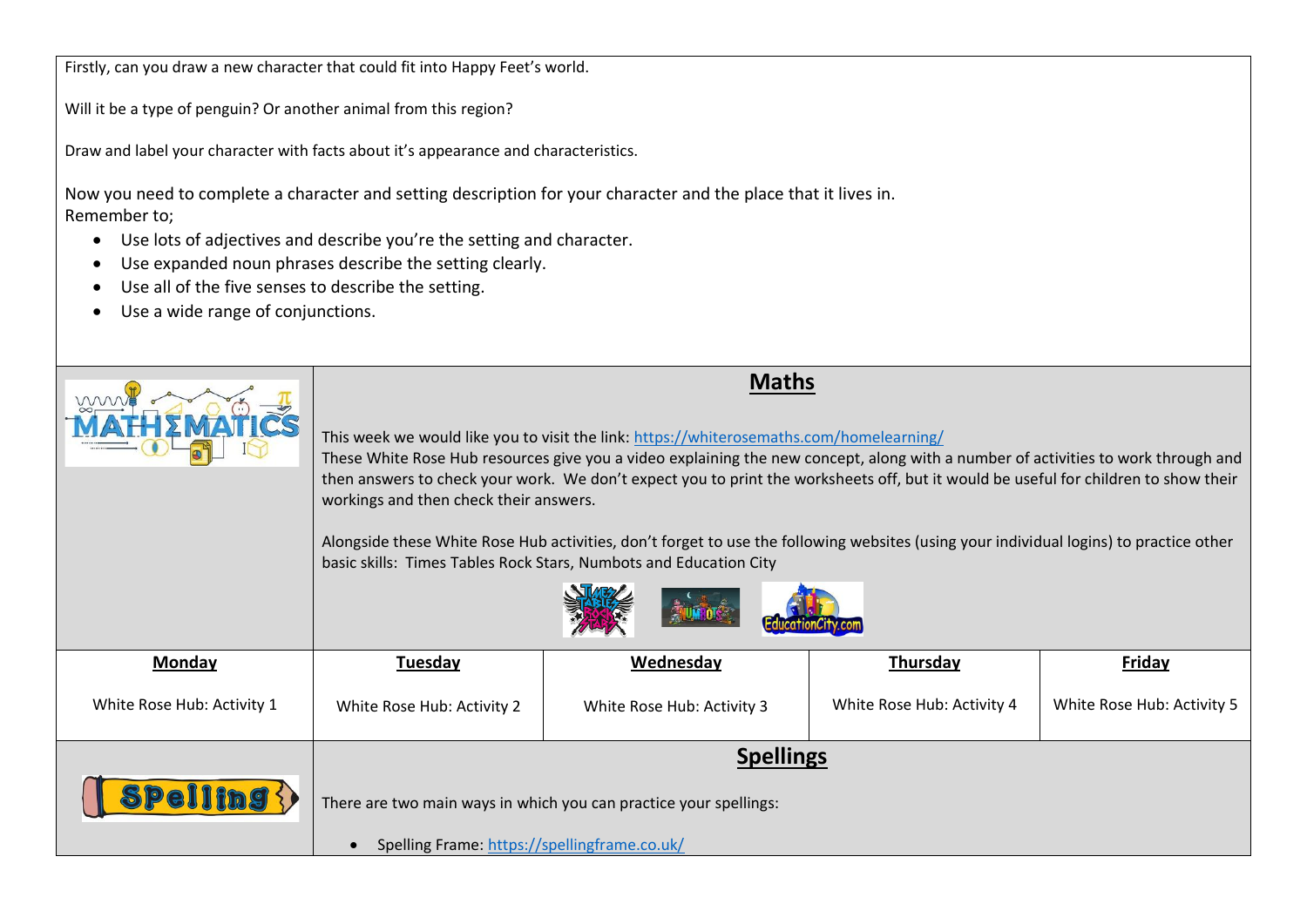Firstly, can you draw a new character that could fit into Happy Feet's world.

Will it be a type of penguin? Or another animal from this region?

Draw and label your character with facts about it's appearance and characteristics.

Now you need to complete a character and setting description for your character and the place that it lives in.
Remember to;

- Use lots of adjectives and describe you're the setting and character.
- Use expanded noun phrases describe the setting clearly.
- Use all of the five senses to describe the setting.
- Use a wide range of conjunctions.

## Maths

This week we would like you to visit the link: https://whiterosemaths.com/homelearning/
These White Rose Hub resources give you a video explaining the new concept, along with a number of activities to work through and then answers to check your work. We don't expect you to print the worksheets off, but it would be useful for children to show their workings and then check their answers.

Alongside these White Rose Hub activities, don't forget to use the following websites (using your individual logins) to practice other basic skills: Times Tables Rock Stars, Numbots and Education City

| **Monday** | **Tuesday** | **Wednesday** | **Thursday** | **Friday** |
| --- | --- | --- | --- | --- |
| White Rose Hub: Activity 1 | White Rose Hub: Activity 2 | White Rose Hub: Activity 3 | White Rose Hub: Activity 4 | White Rose Hub: Activity 5 |

## Spellings

There are two main ways in which you can practice your spellings:

- Spelling Frame: https://spellingframe.co.uk/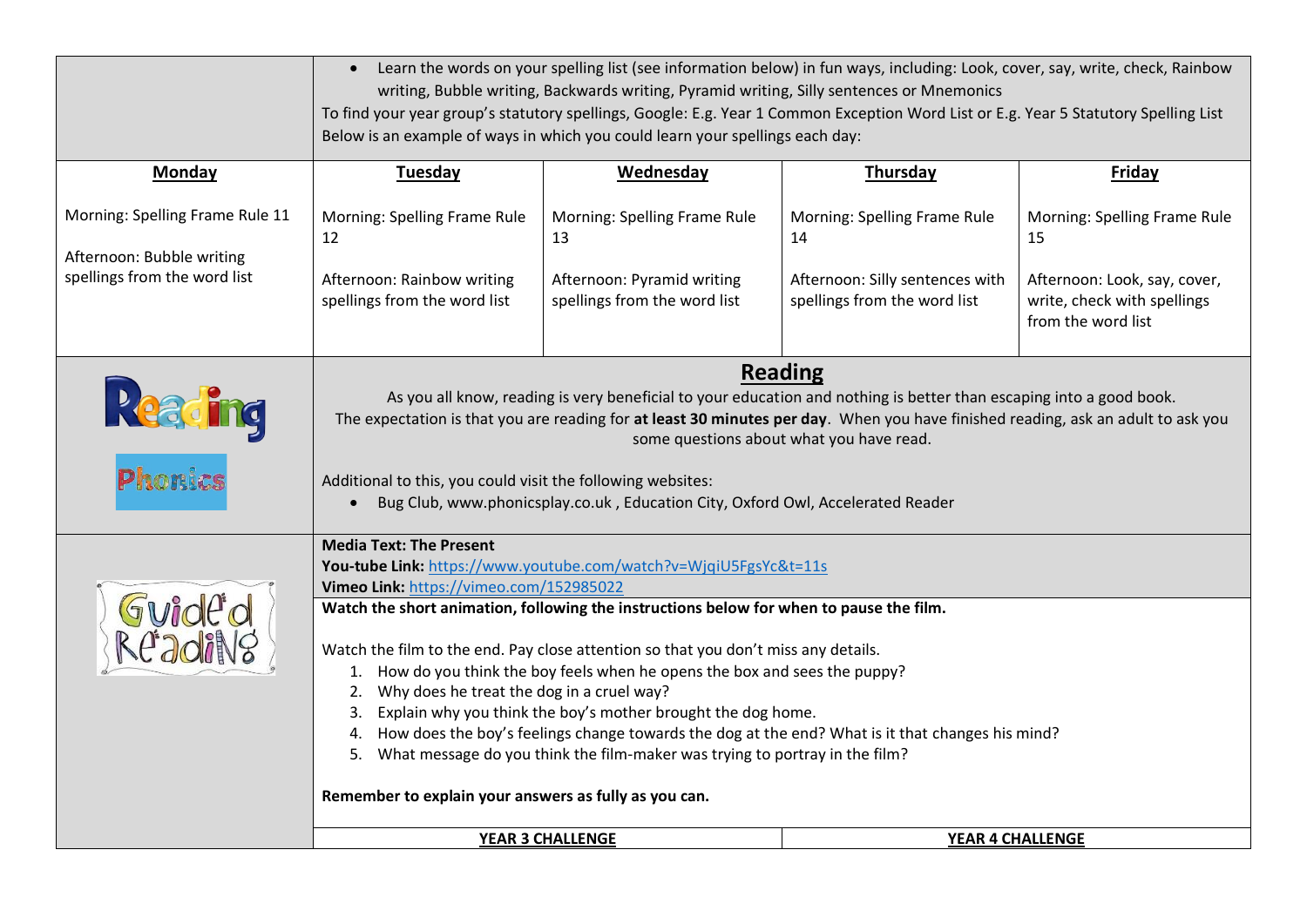- Learn the words on your spelling list (see information below) in fun ways, including: Look, cover, say, write, check, Rainbow writing, Bubble writing, Backwards writing, Pyramid writing, Silly sentences or Mnemonics

To find your year group's statutory spellings, Google: E.g. Year 1 Common Exception Word List or E.g. Year 5 Statutory Spelling List

Below is an example of ways in which you could learn your spellings each day:

| **Monday** | **Tuesday** | **Wednesday** | **Thursday** | **Friday** |
|---|---|---|---|---|
| Morning: Spelling Frame Rule 11<br><br>Afternoon: Bubble writing spellings from the word list | Morning: Spelling Frame Rule 12<br><br>Afternoon: Rainbow writing spellings from the word list | Morning: Spelling Frame Rule 13<br><br>Afternoon: Pyramid writing spellings from the word list | Morning: Spelling Frame Rule 14<br><br>Afternoon: Silly sentences with spellings from the word list | Morning: Spelling Frame Rule 15<br><br>Afternoon: Look, say, cover, write, check with spellings from the word list |

Reading

Phonics

## Reading

As you all know, reading is very beneficial to your education and nothing is better than escaping into a good book. The expectation is that you are reading for **at least 30 minutes per day**. When you have finished reading, ask an adult to ask you some questions about what you have read.

Additional to this, you could visit the following websites:

- Bug Club, www.phonicsplay.co.uk , Education City, Oxford Owl, Accelerated Reader

Guided Reading

**Media Text: The Present**

**You-tube Link:** https://www.youtube.com/watch?v=WjqiU5FgsYc&t=11s

**Vimeo Link:** https://vimeo.com/152985022

**Watch the short animation, following the instructions below for when to pause the film.**

Watch the film to the end. Pay close attention so that you don't miss any details.

1. How do you think the boy feels when he opens the box and sees the puppy?
2. Why does he treat the dog in a cruel way?
3. Explain why you think the boy's mother brought the dog home.
4. How does the boy's feelings change towards the dog at the end? What is it that changes his mind?
5. What message do you think the film-maker was trying to portray in the film?

**Remember to explain your answers as fully as you can.**

| **YEAR 3 CHALLENGE** | **YEAR 4 CHALLENGE** |
|---|---|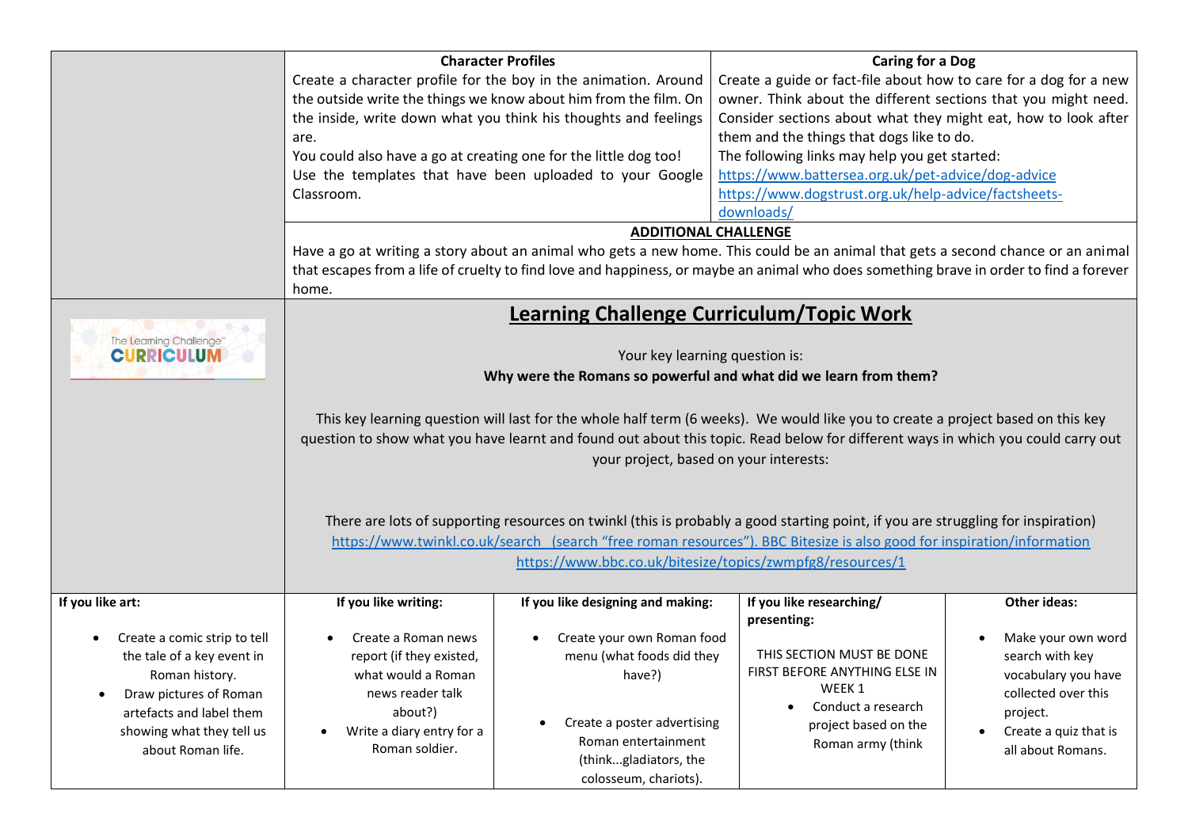| | **Character Profiles** | **Caring for a Dog** |
|---|---|---|
| | Create a character profile for the boy in the animation. Around the outside write the things we know about him from the film. On the inside, write down what you think his thoughts and feelings are.<br>You could also have a go at creating one for the little dog too!<br>Use the templates that have been uploaded to your Google Classroom. | Create a guide or fact-file about how to care for a dog for a new owner. Think about the different sections that you might need. Consider sections about what they might eat, how to look after them and the things that dogs like to do.<br>The following links may help you get started:<br>https://www.battersea.org.uk/pet-advice/dog-advice<br>https://www.dogstrust.org.uk/help-advice/factsheets-downloads/ |
| | **ADDITIONAL CHALLENGE**<br>Have a go at writing a story about an animal who gets a new home. This could be an animal that gets a second chance or an animal that escapes from a life of cruelty to find love and happiness, or maybe an animal who does something brave in order to find a forever home. | |

| The Learning Challenge CURRICULUM | |
|---|---|
| | **Learning Challenge Curriculum/Topic Work**<br><br>Your key learning question is:<br>**Why were the Romans so powerful and what did we learn from them?**<br><br>This key learning question will last for the whole half term (6 weeks). We would like you to create a project based on this key question to show what you have learnt and found out about this topic. Read below for different ways in which you could carry out your project, based on your interests:<br><br>There are lots of supporting resources on twinkl (this is probably a good starting point, if you are struggling for inspiration) https://www.twinkl.co.uk/search (search "free roman resources"). BBC Bitesize is also good for inspiration/information https://www.bbc.co.uk/bitesize/topics/zwmpfg8/resources/1 |

| **If you like art:** | **If you like writing:** | **If you like designing and making:** | **If you like researching/ presenting:** | **Other ideas:** |
|---|---|---|---|---|
| • Create a comic strip to tell the tale of a key event in Roman history.<br>• Draw pictures of Roman artefacts and label them showing what they tell us about Roman life. | • Create a Roman news report (if they existed, what would a Roman news reader talk about?)<br>• Write a diary entry for a Roman soldier. | • Create your own Roman food menu (what foods did they have?)<br>• Create a poster advertising Roman entertainment (think...gladiators, the colosseum, chariots). | THIS SECTION MUST BE DONE FIRST BEFORE ANYTHING ELSE IN WEEK 1<br>• Conduct a research project based on the Roman army (think | • Make your own word search with key vocabulary you have collected over this project.<br>• Create a quiz that is all about Romans. |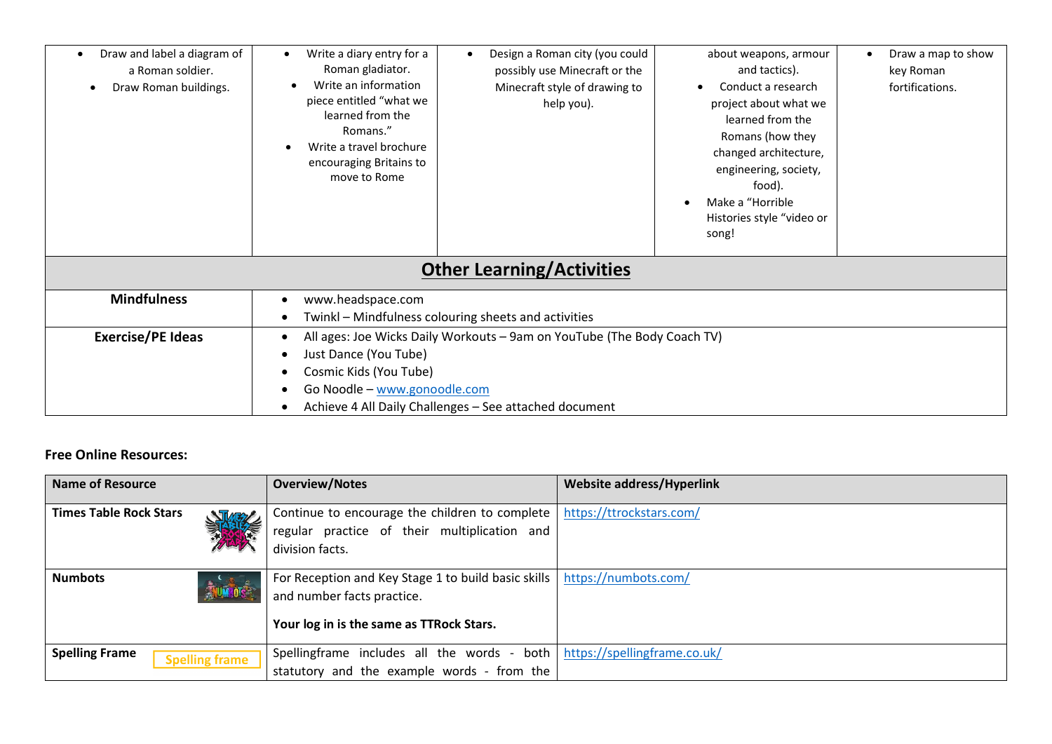| | | | | |
|---|---|---|---|---|
| • Draw and label a diagram of a Roman soldier.<br>• Draw Roman buildings. | • Write a diary entry for a Roman gladiator.<br>• Write an information piece entitled "what we learned from the Romans."<br>• Write a travel brochure encouraging Britains to move to Rome | • Design a Roman city (you could possibly use Minecraft or the Minecraft style of drawing to help you). | about weapons, armour and tactics).<br>• Conduct a research project about what we learned from the Romans (how they changed architecture, engineering, society, food).<br>• Make a "Horrible Histories style "video or song! | • Draw a map to show key Roman fortifications. |

## Other Learning/Activities

| | |
|---|---|
| **Mindfulness** | • www.headspace.com<br>• Twinkl – Mindfulness colouring sheets and activities |
| **Exercise/PE Ideas** | • All ages: Joe Wicks Daily Workouts – 9am on YouTube (The Body Coach TV)<br>• Just Dance (You Tube)<br>• Cosmic Kids (You Tube)<br>• Go Noodle – www.gonoodle.com<br>• Achieve 4 All Daily Challenges – See attached document |

**Free Online Resources:**

| Name of Resource | Overview/Notes | Website address/Hyperlink |
|---|---|---|
| **Times Table Rock Stars** | Continue to encourage the children to complete regular practice of their multiplication and division facts. | https://ttrockstars.com/ |
| **Numbots** | For Reception and Key Stage 1 to build basic skills and number facts practice.<br><br>**Your log in is the same as TTRock Stars.** | https://numbots.com/ |
| **Spelling Frame** | Spellingframe includes all the words - both statutory and the example words - from the | https://spellingframe.co.uk/ |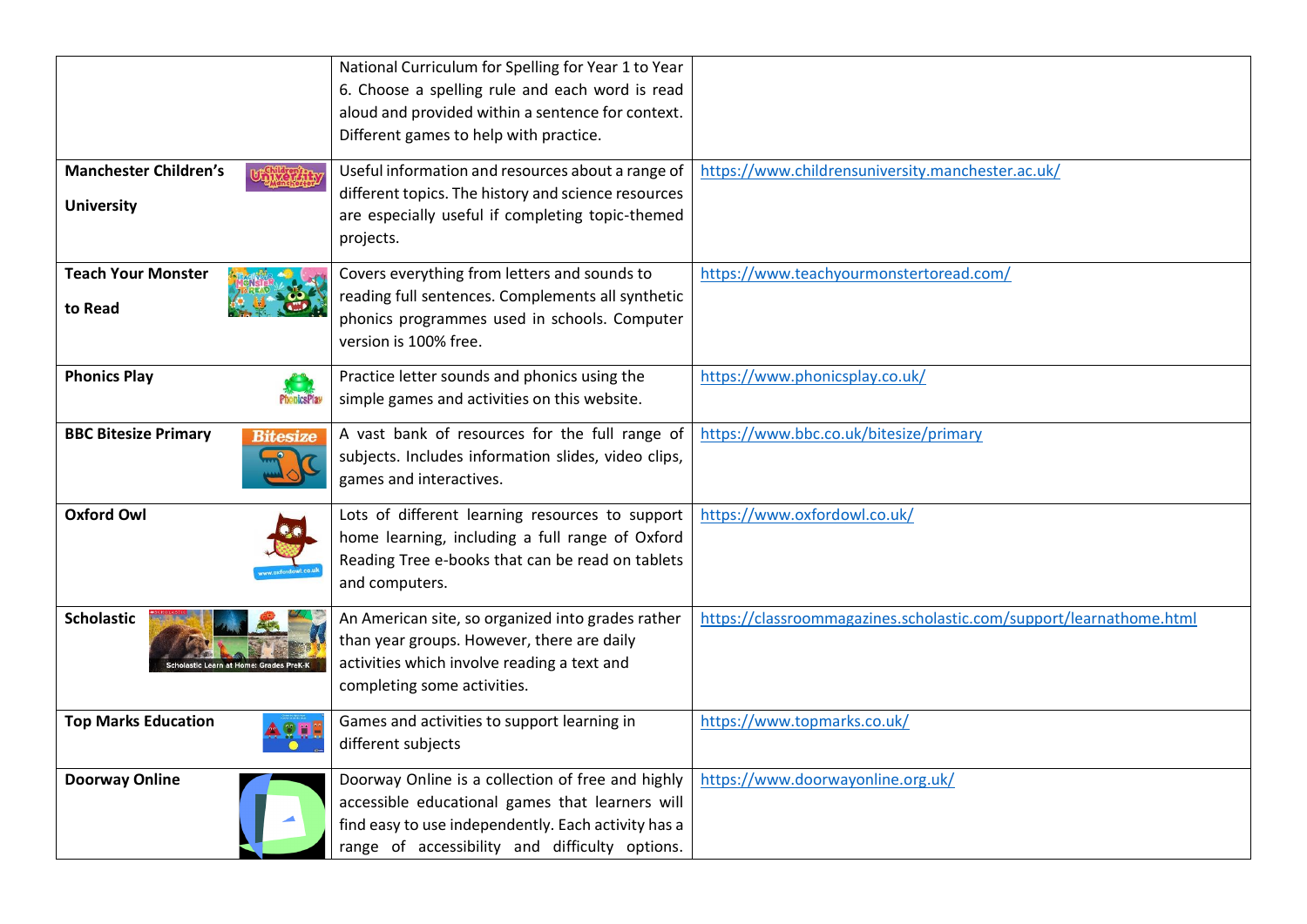| | | |
|---|---|---|
| | National Curriculum for Spelling for Year 1 to Year 6. Choose a spelling rule and each word is read aloud and provided within a sentence for context. Different games to help with practice. | |
| **Manchester Children's University** | Useful information and resources about a range of different topics. The history and science resources are especially useful if completing topic-themed projects. | https://www.childrensuniversity.manchester.ac.uk/ |
| **Teach Your Monster to Read** | Covers everything from letters and sounds to reading full sentences. Complements all synthetic phonics programmes used in schools. Computer version is 100% free. | https://www.teachyourmonstertoread.com/ |
| **Phonics Play** | Practice letter sounds and phonics using the simple games and activities on this website. | https://www.phonicsplay.co.uk/ |
| **BBC Bitesize Primary** | A vast bank of resources for the full range of subjects. Includes information slides, video clips, games and interactives. | https://www.bbc.co.uk/bitesize/primary |
| **Oxford Owl** | Lots of different learning resources to support home learning, including a full range of Oxford Reading Tree e-books that can be read on tablets and computers. | https://www.oxfordowl.co.uk/ |
| **Scholastic** | An American site, so organized into grades rather than year groups. However, there are daily activities which involve reading a text and completing some activities. | https://classroommagazines.scholastic.com/support/learnathome.html |
| **Top Marks Education** | Games and activities to support learning in different subjects | https://www.topmarks.co.uk/ |
| **Doorway Online** | Doorway Online is a collection of free and highly accessible educational games that learners will find easy to use independently. Each activity has a range of accessibility and difficulty options. | https://www.doorwayonline.org.uk/ |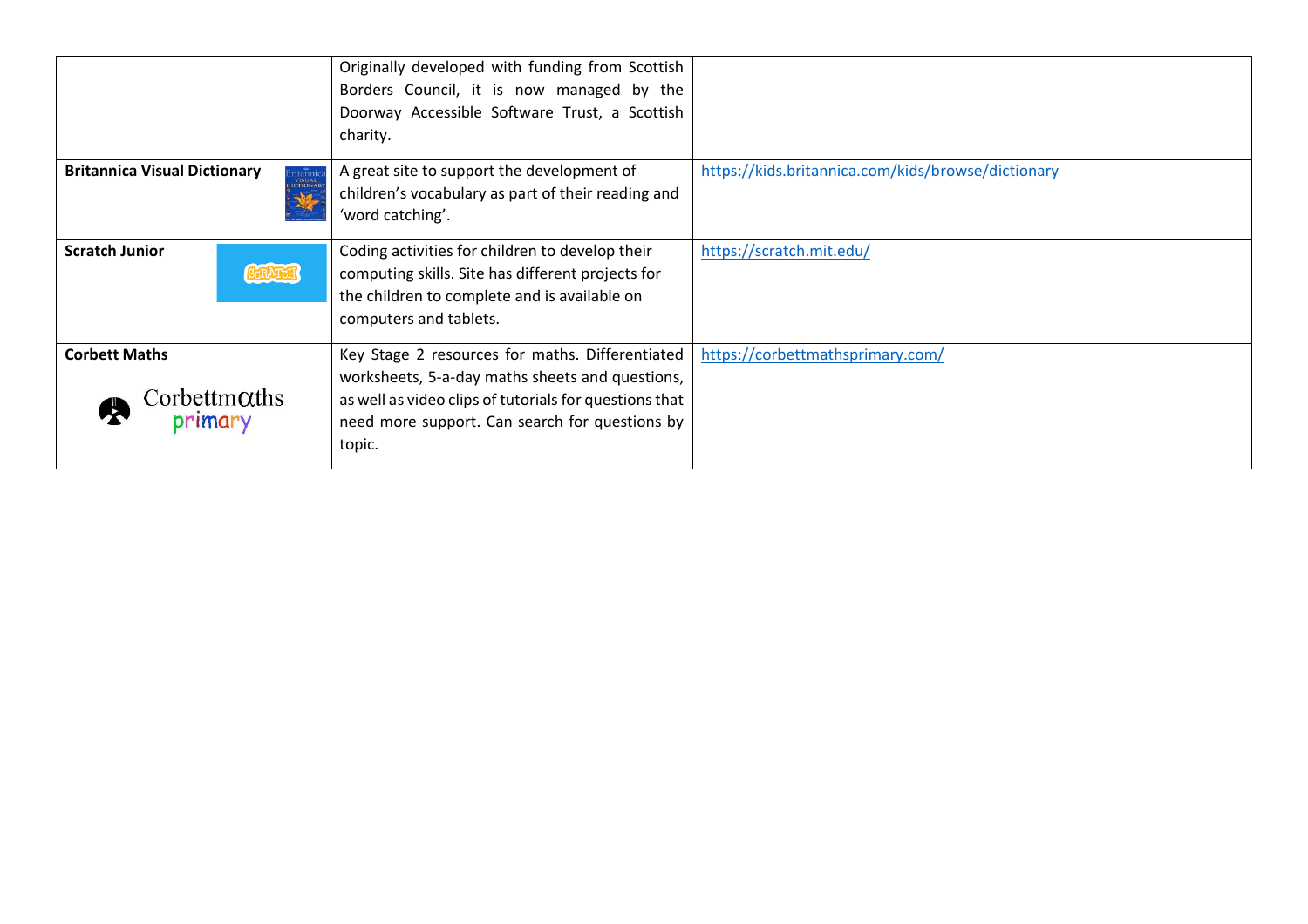| | | |
|---|---|---|
| | Originally developed with funding from Scottish Borders Council, it is now managed by the Doorway Accessible Software Trust, a Scottish charity. | |
| **Britannica Visual Dictionary** | A great site to support the development of children's vocabulary as part of their reading and 'word catching'. | https://kids.britannica.com/kids/browse/dictionary |
| **Scratch Junior** | Coding activities for children to develop their computing skills. Site has different projects for the children to complete and is available on computers and tablets. | https://scratch.mit.edu/ |
| **Corbett Maths** | Key Stage 2 resources for maths. Differentiated worksheets, 5-a-day maths sheets and questions, as well as video clips of tutorials for questions that need more support. Can search for questions by topic. | https://corbettmathsprimary.com/ |